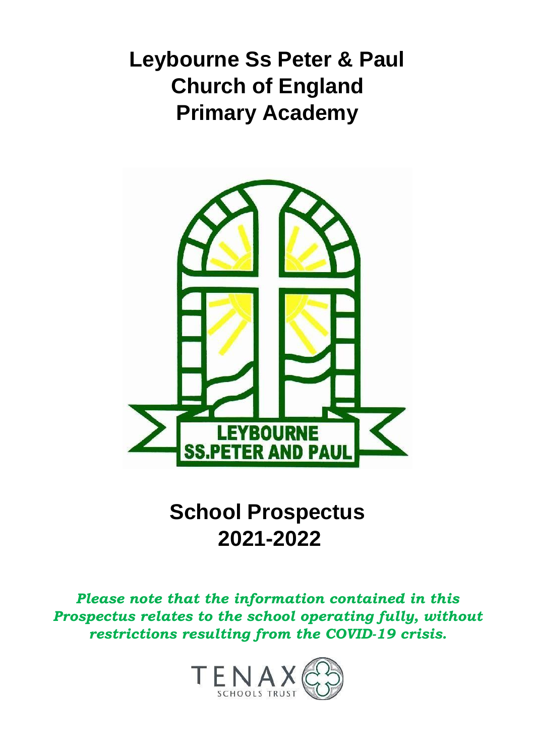# Leybourne Ss Peter & Paul Church of England Primary Academy

## School Prospectus 2021-2022

***Please note that the information contained in this Prospectus relates to the school operating fully, without restrictions resulting from the COVID-19 crisis.***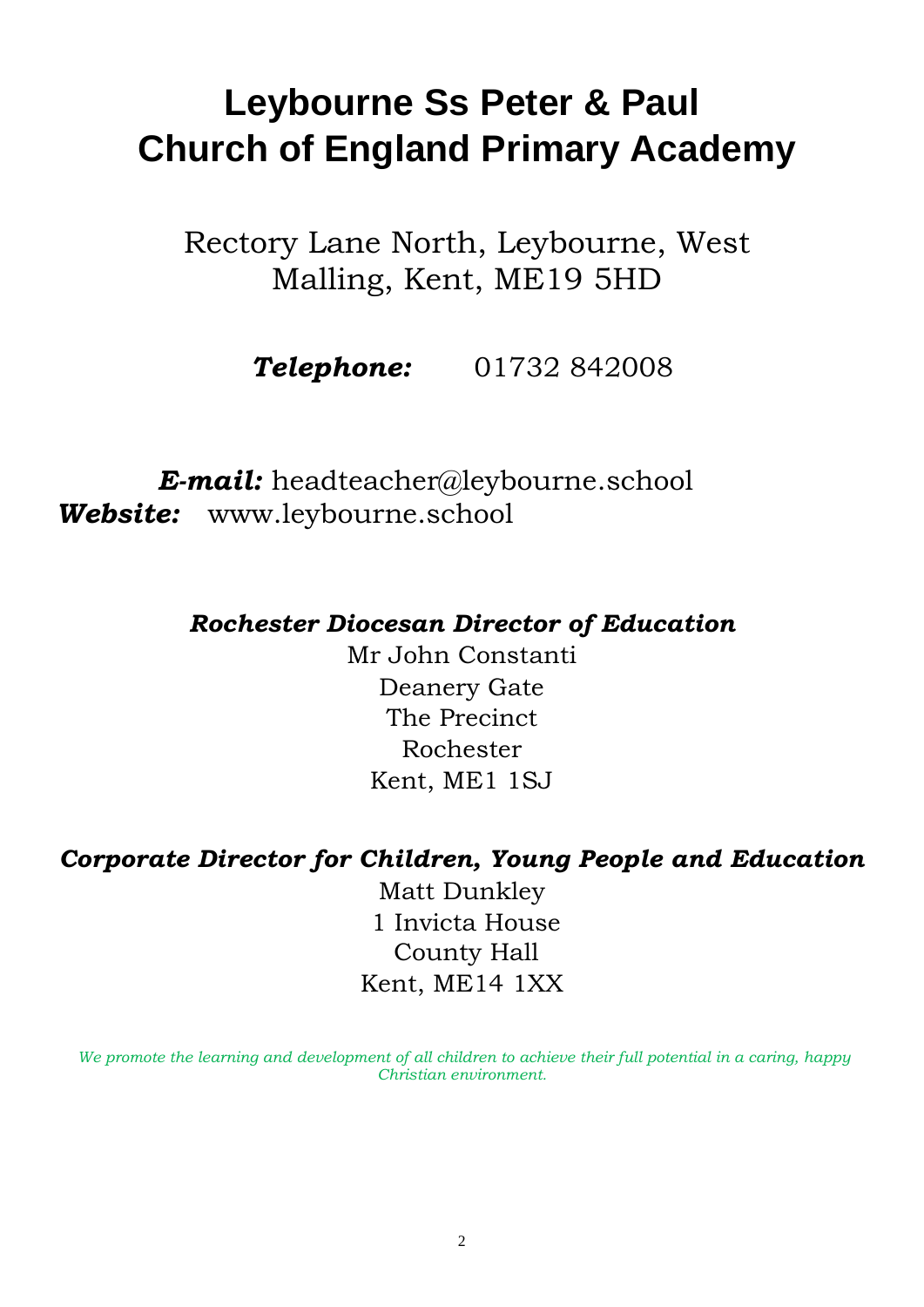# Leybourne Ss Peter & Paul Church of England Primary Academy

Rectory Lane North, Leybourne, West Malling, Kent, ME19 5HD

***Telephone:*** 01732 842008

***E-mail:*** headteacher@leybourne.school
***Website:*** www.leybourne.school

***Rochester Diocesan Director of Education***
Mr John Constanti
Deanery Gate
The Precinct
Rochester
Kent, ME1 1SJ

***Corporate Director for Children, Young People and Education***
Matt Dunkley
1 Invicta House
County Hall
Kent, ME14 1XX

*We promote the learning and development of all children to achieve their full potential in a caring, happy Christian environment.*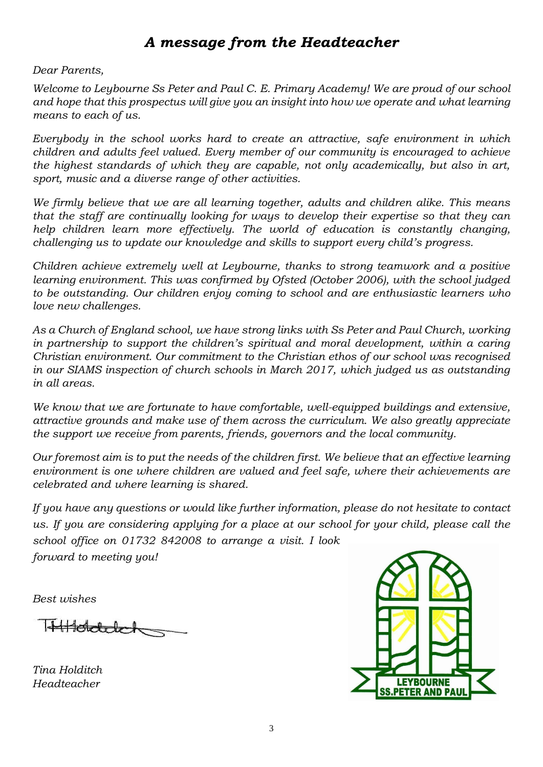# *A message from the Headteacher*

*Dear Parents,*

*Welcome to Leybourne Ss Peter and Paul C. E. Primary Academy! We are proud of our school and hope that this prospectus will give you an insight into how we operate and what learning means to each of us.*

*Everybody in the school works hard to create an attractive, safe environment in which children and adults feel valued. Every member of our community is encouraged to achieve the highest standards of which they are capable, not only academically, but also in art, sport, music and a diverse range of other activities.*

*We firmly believe that we are all learning together, adults and children alike. This means that the staff are continually looking for ways to develop their expertise so that they can help children learn more effectively. The world of education is constantly changing, challenging us to update our knowledge and skills to support every child's progress.*

*Children achieve extremely well at Leybourne, thanks to strong teamwork and a positive learning environment. This was confirmed by Ofsted (October 2006), with the school judged to be outstanding. Our children enjoy coming to school and are enthusiastic learners who love new challenges.*

*As a Church of England school, we have strong links with Ss Peter and Paul Church, working in partnership to support the children's spiritual and moral development, within a caring Christian environment. Our commitment to the Christian ethos of our school was recognised in our SIAMS inspection of church schools in March 2017, which judged us as outstanding in all areas.*

*We know that we are fortunate to have comfortable, well-equipped buildings and extensive, attractive grounds and make use of them across the curriculum. We also greatly appreciate the support we receive from parents, friends, governors and the local community.*

*Our foremost aim is to put the needs of the children first. We believe that an effective learning environment is one where children are valued and feel safe, where their achievements are celebrated and where learning is shared.*

*If you have any questions or would like further information, please do not hesitate to contact us. If you are considering applying for a place at our school for your child, please call the school office on 01732 842008 to arrange a visit. I look forward to meeting you!*

*Best wishes*

*Tina Holditch*
*Headteacher*

LEYBOURNE
SS.PETER AND PAUL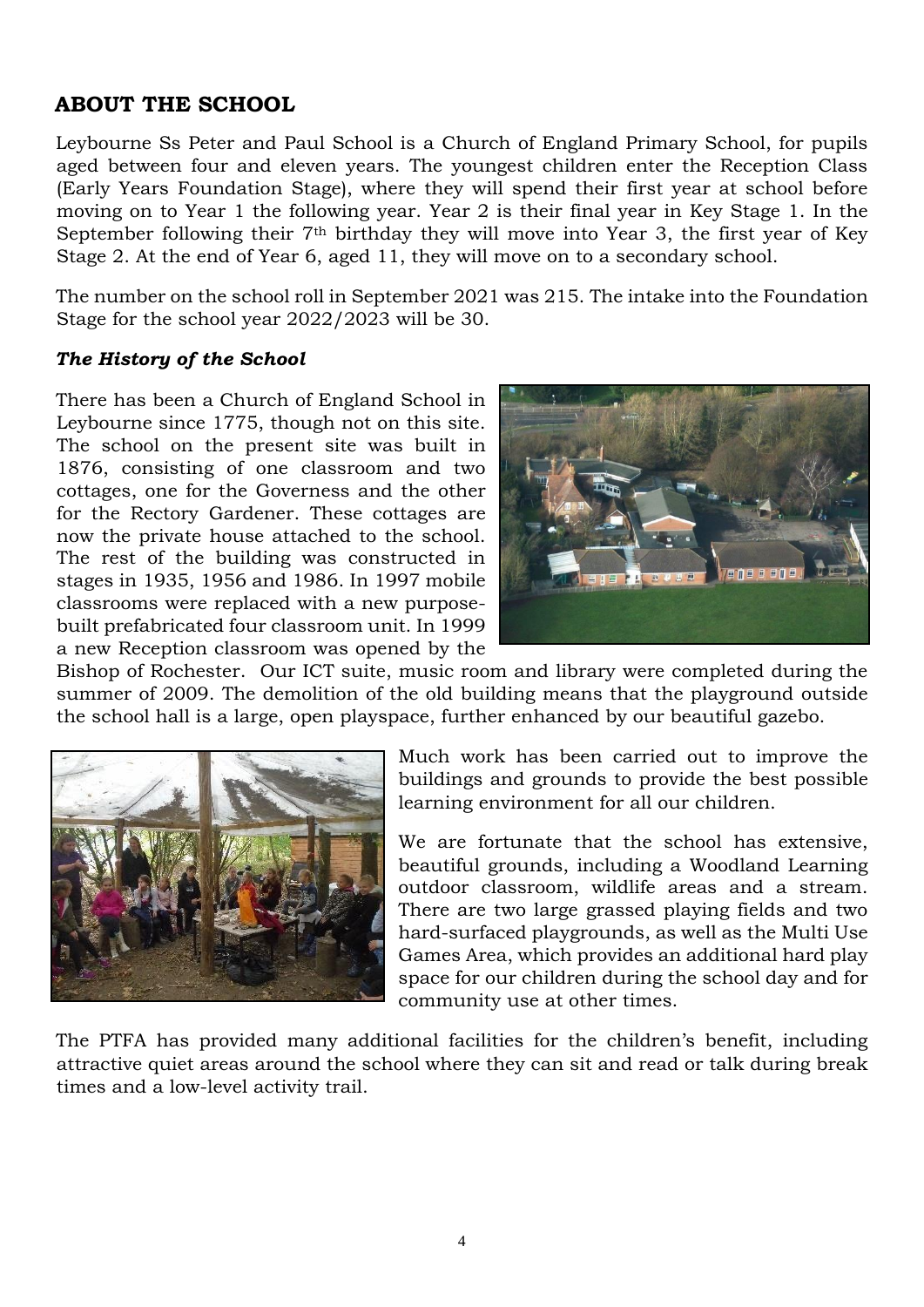## ABOUT THE SCHOOL

Leybourne Ss Peter and Paul School is a Church of England Primary School, for pupils aged between four and eleven years. The youngest children enter the Reception Class (Early Years Foundation Stage), where they will spend their first year at school before moving on to Year 1 the following year. Year 2 is their final year in Key Stage 1. In the September following their 7th birthday they will move into Year 3, the first year of Key Stage 2. At the end of Year 6, aged 11, they will move on to a secondary school.

The number on the school roll in September 2021 was 215. The intake into the Foundation Stage for the school year 2022/2023 will be 30.

### *The History of the School*

There has been a Church of England School in Leybourne since 1775, though not on this site. The school on the present site was built in 1876, consisting of one classroom and two cottages, one for the Governess and the other for the Rectory Gardener. These cottages are now the private house attached to the school. The rest of the building was constructed in stages in 1935, 1956 and 1986. In 1997 mobile classrooms were replaced with a new purpose-built prefabricated four classroom unit. In 1999 a new Reception classroom was opened by the Bishop of Rochester. Our ICT suite, music room and library were completed during the summer of 2009. The demolition of the old building means that the playground outside the school hall is a large, open playspace, further enhanced by our beautiful gazebo.

Much work has been carried out to improve the buildings and grounds to provide the best possible learning environment for all our children.

We are fortunate that the school has extensive, beautiful grounds, including a Woodland Learning outdoor classroom, wildlife areas and a stream. There are two large grassed playing fields and two hard-surfaced playgrounds, as well as the Multi Use Games Area, which provides an additional hard play space for our children during the school day and for community use at other times.

The PTFA has provided many additional facilities for the children's benefit, including attractive quiet areas around the school where they can sit and read or talk during break times and a low-level activity trail.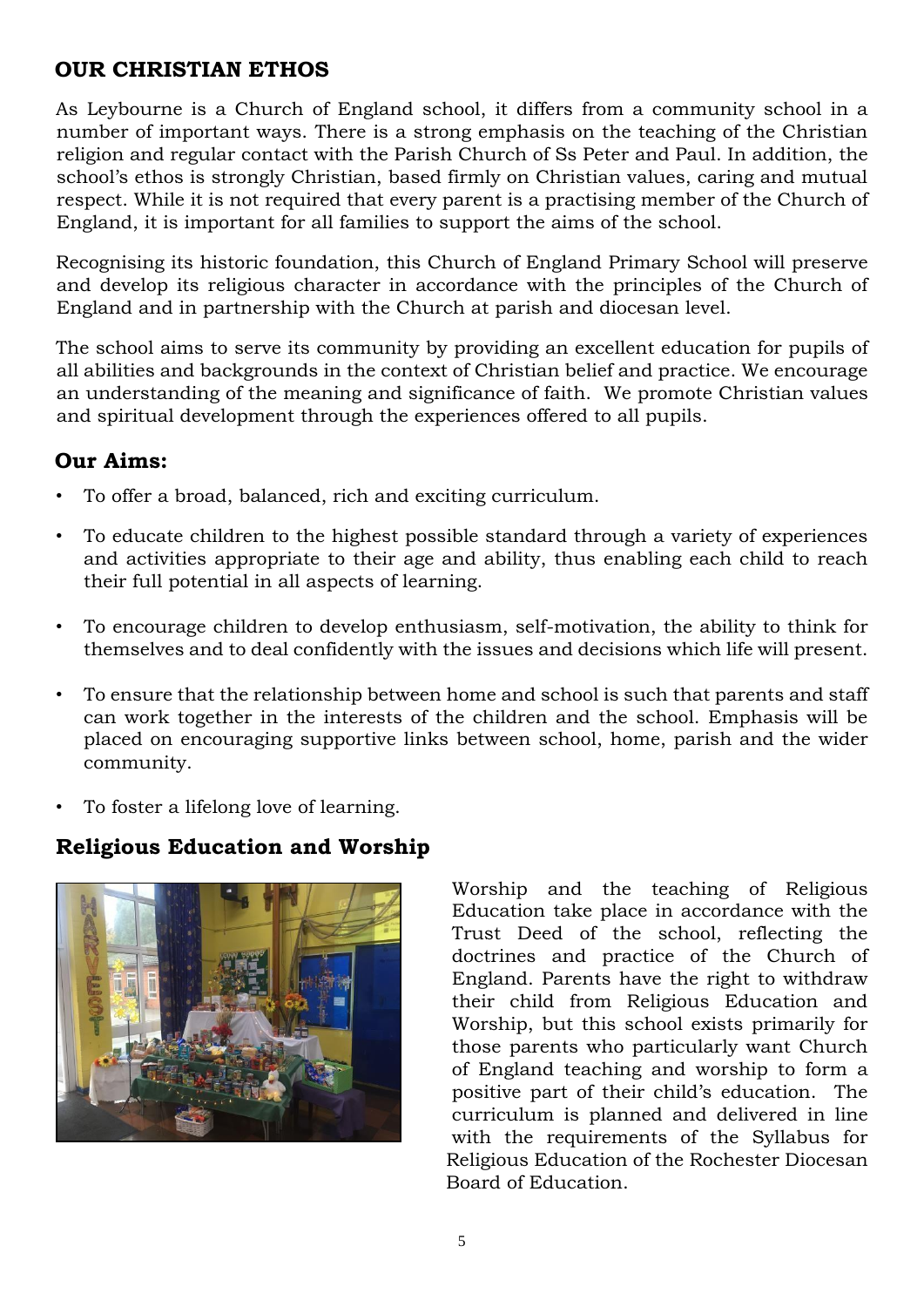## OUR CHRISTIAN ETHOS

As Leybourne is a Church of England school, it differs from a community school in a number of important ways. There is a strong emphasis on the teaching of the Christian religion and regular contact with the Parish Church of Ss Peter and Paul. In addition, the school's ethos is strongly Christian, based firmly on Christian values, caring and mutual respect. While it is not required that every parent is a practising member of the Church of England, it is important for all families to support the aims of the school.

Recognising its historic foundation, this Church of England Primary School will preserve and develop its religious character in accordance with the principles of the Church of England and in partnership with the Church at parish and diocesan level.

The school aims to serve its community by providing an excellent education for pupils of all abilities and backgrounds in the context of Christian belief and practice. We encourage an understanding of the meaning and significance of faith. We promote Christian values and spiritual development through the experiences offered to all pupils.

### Our Aims:

- To offer a broad, balanced, rich and exciting curriculum.
- To educate children to the highest possible standard through a variety of experiences and activities appropriate to their age and ability, thus enabling each child to reach their full potential in all aspects of learning.
- To encourage children to develop enthusiasm, self-motivation, the ability to think for themselves and to deal confidently with the issues and decisions which life will present.
- To ensure that the relationship between home and school is such that parents and staff can work together in the interests of the children and the school. Emphasis will be placed on encouraging supportive links between school, home, parish and the wider community.
- To foster a lifelong love of learning.

### Religious Education and Worship

Worship and the teaching of Religious Education take place in accordance with the Trust Deed of the school, reflecting the doctrines and practice of the Church of England. Parents have the right to withdraw their child from Religious Education and Worship, but this school exists primarily for those parents who particularly want Church of England teaching and worship to form a positive part of their child's education. The curriculum is planned and delivered in line with the requirements of the Syllabus for Religious Education of the Rochester Diocesan Board of Education.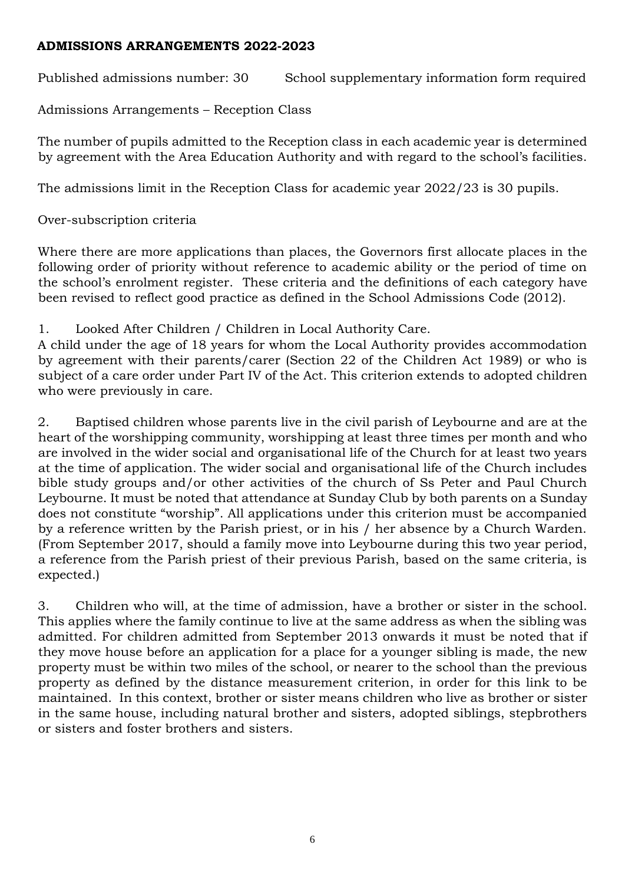**ADMISSIONS ARRANGEMENTS 2022-2023**

Published admissions number: 30 School supplementary information form required

Admissions Arrangements – Reception Class

The number of pupils admitted to the Reception class in each academic year is determined by agreement with the Area Education Authority and with regard to the school's facilities.

The admissions limit in the Reception Class for academic year 2022/23 is 30 pupils.

Over-subscription criteria

Where there are more applications than places, the Governors first allocate places in the following order of priority without reference to academic ability or the period of time on the school's enrolment register. These criteria and the definitions of each category have been revised to reflect good practice as defined in the School Admissions Code (2012).

1. Looked After Children / Children in Local Authority Care.
A child under the age of 18 years for whom the Local Authority provides accommodation by agreement with their parents/carer (Section 22 of the Children Act 1989) or who is subject of a care order under Part IV of the Act. This criterion extends to adopted children who were previously in care.

2. Baptised children whose parents live in the civil parish of Leybourne and are at the heart of the worshipping community, worshipping at least three times per month and who are involved in the wider social and organisational life of the Church for at least two years at the time of application. The wider social and organisational life of the Church includes bible study groups and/or other activities of the church of Ss Peter and Paul Church Leybourne. It must be noted that attendance at Sunday Club by both parents on a Sunday does not constitute "worship". All applications under this criterion must be accompanied by a reference written by the Parish priest, or in his / her absence by a Church Warden. (From September 2017, should a family move into Leybourne during this two year period, a reference from the Parish priest of their previous Parish, based on the same criteria, is expected.)

3. Children who will, at the time of admission, have a brother or sister in the school. This applies where the family continue to live at the same address as when the sibling was admitted. For children admitted from September 2013 onwards it must be noted that if they move house before an application for a place for a younger sibling is made, the new property must be within two miles of the school, or nearer to the school than the previous property as defined by the distance measurement criterion, in order for this link to be maintained. In this context, brother or sister means children who live as brother or sister in the same house, including natural brother and sisters, adopted siblings, stepbrothers or sisters and foster brothers and sisters.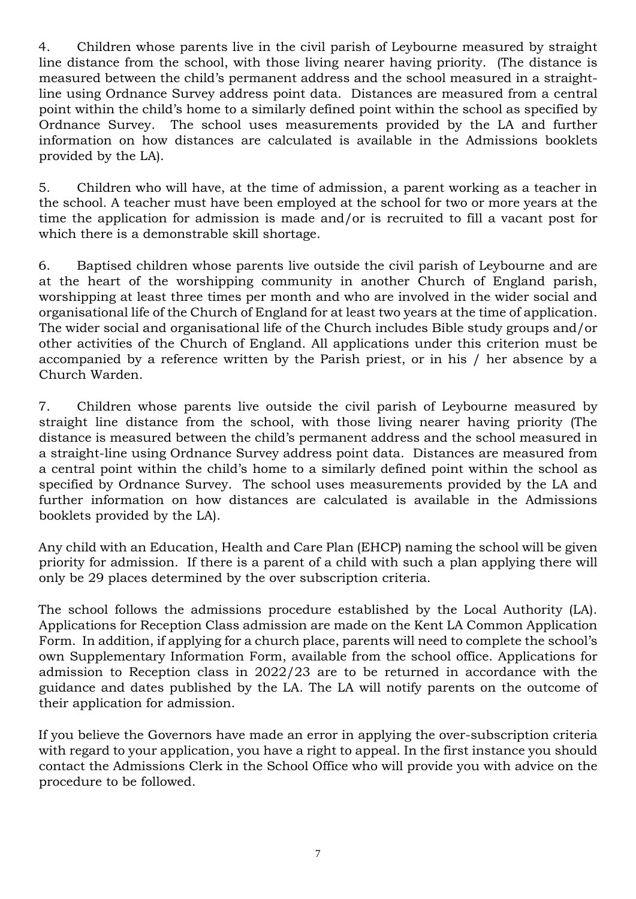4. Children whose parents live in the civil parish of Leybourne measured by straight line distance from the school, with those living nearer having priority. (The distance is measured between the child's permanent address and the school measured in a straight-line using Ordnance Survey address point data. Distances are measured from a central point within the child's home to a similarly defined point within the school as specified by Ordnance Survey. The school uses measurements provided by the LA and further information on how distances are calculated is available in the Admissions booklets provided by the LA).

5. Children who will have, at the time of admission, a parent working as a teacher in the school. A teacher must have been employed at the school for two or more years at the time the application for admission is made and/or is recruited to fill a vacant post for which there is a demonstrable skill shortage.

6. Baptised children whose parents live outside the civil parish of Leybourne and are at the heart of the worshipping community in another Church of England parish, worshipping at least three times per month and who are involved in the wider social and organisational life of the Church of England for at least two years at the time of application. The wider social and organisational life of the Church includes Bible study groups and/or other activities of the Church of England. All applications under this criterion must be accompanied by a reference written by the Parish priest, or in his / her absence by a Church Warden.

7. Children whose parents live outside the civil parish of Leybourne measured by straight line distance from the school, with those living nearer having priority (The distance is measured between the child's permanent address and the school measured in a straight-line using Ordnance Survey address point data. Distances are measured from a central point within the child's home to a similarly defined point within the school as specified by Ordnance Survey. The school uses measurements provided by the LA and further information on how distances are calculated is available in the Admissions booklets provided by the LA).

Any child with an Education, Health and Care Plan (EHCP) naming the school will be given priority for admission. If there is a parent of a child with such a plan applying there will only be 29 places determined by the over subscription criteria.

The school follows the admissions procedure established by the Local Authority (LA). Applications for Reception Class admission are made on the Kent LA Common Application Form. In addition, if applying for a church place, parents will need to complete the school's own Supplementary Information Form, available from the school office. Applications for admission to Reception class in 2022/23 are to be returned in accordance with the guidance and dates published by the LA. The LA will notify parents on the outcome of their application for admission.

If you believe the Governors have made an error in applying the over-subscription criteria with regard to your application, you have a right to appeal. In the first instance you should contact the Admissions Clerk in the School Office who will provide you with advice on the procedure to be followed.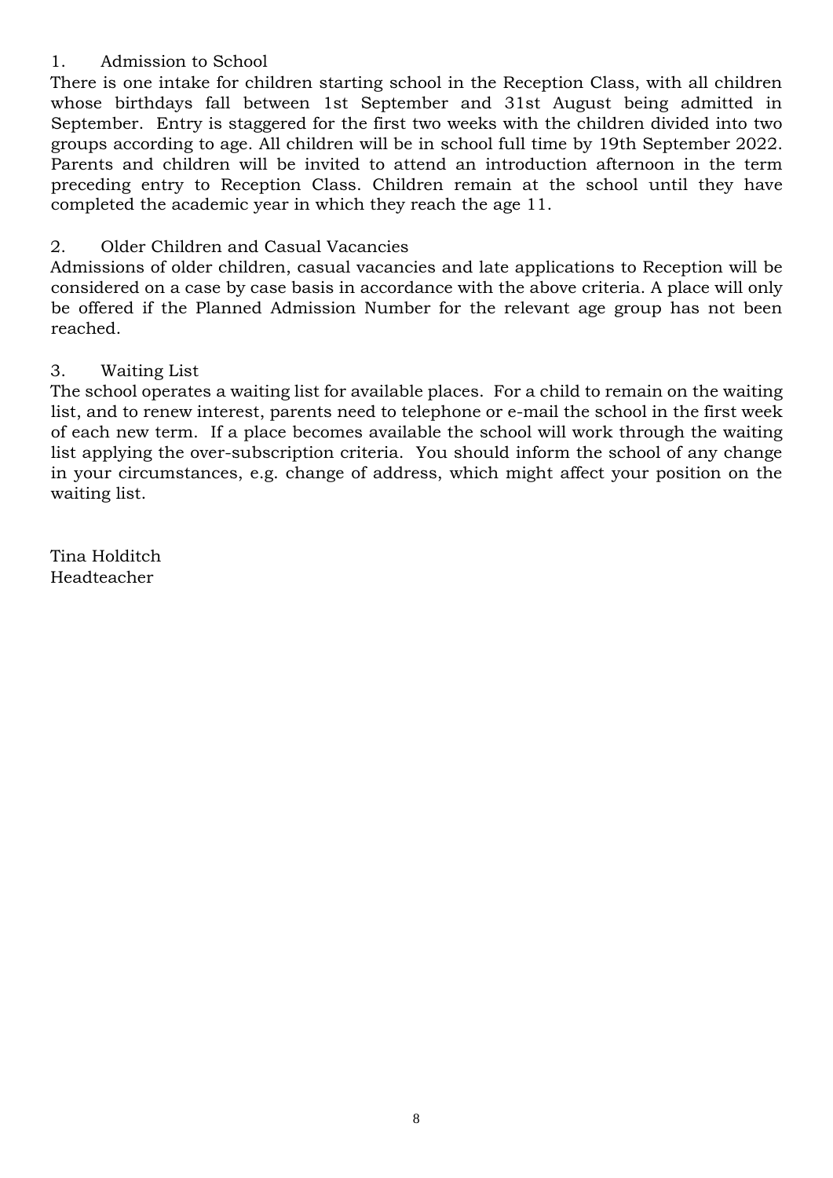## 1. Admission to School

There is one intake for children starting school in the Reception Class, with all children whose birthdays fall between 1st September and 31st August being admitted in September. Entry is staggered for the first two weeks with the children divided into two groups according to age. All children will be in school full time by 19th September 2022. Parents and children will be invited to attend an introduction afternoon in the term preceding entry to Reception Class. Children remain at the school until they have completed the academic year in which they reach the age 11.

## 2. Older Children and Casual Vacancies

Admissions of older children, casual vacancies and late applications to Reception will be considered on a case by case basis in accordance with the above criteria. A place will only be offered if the Planned Admission Number for the relevant age group has not been reached.

## 3. Waiting List

The school operates a waiting list for available places. For a child to remain on the waiting list, and to renew interest, parents need to telephone or e-mail the school in the first week of each new term. If a place becomes available the school will work through the waiting list applying the over-subscription criteria. You should inform the school of any change in your circumstances, e.g. change of address, which might affect your position on the waiting list.

Tina Holditch
Headteacher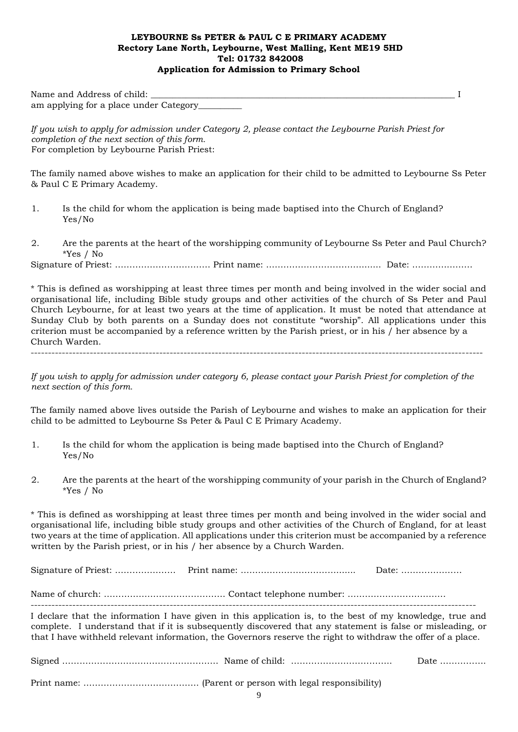**LEYBOURNE Ss PETER & PAUL C E PRIMARY ACADEMY**
**Rectory Lane North, Leybourne, West Malling, Kent ME19 5HD**
**Tel: 01732 842008**
**Application for Admission to Primary School**

Name and Address of child: ______________________________________________________________________ I am applying for a place under Category__________

*If you wish to apply for admission under Category 2, please contact the Leybourne Parish Priest for completion of the next section of this form.*
For completion by Leybourne Parish Priest:

The family named above wishes to make an application for their child to be admitted to Leybourne Ss Peter & Paul C E Primary Academy.

1. Is the child for whom the application is being made baptised into the Church of England?
   Yes/No

2. Are the parents at the heart of the worshipping community of Leybourne Ss Peter and Paul Church?
   *Yes / No

Signature of Priest: …………………………… Print name: ………………………………….. Date: …………………

* This is defined as worshipping at least three times per month and being involved in the wider social and organisational life, including Bible study groups and other activities of the church of Ss Peter and Paul Church Leybourne, for at least two years at the time of application. It must be noted that attendance at Sunday Club by both parents on a Sunday does not constitute "worship". All applications under this criterion must be accompanied by a reference written by the Parish priest, or in his / her absence by a Church Warden.

---

*If you wish to apply for admission under category 6, please contact your Parish Priest for completion of the next section of this form.*

The family named above lives outside the Parish of Leybourne and wishes to make an application for their child to be admitted to Leybourne Ss Peter & Paul C E Primary Academy.

1. Is the child for whom the application is being made baptised into the Church of England?
   Yes/No

2. Are the parents at the heart of the worshipping community of your parish in the Church of England?
   *Yes / No

* This is defined as worshipping at least three times per month and being involved in the wider social and organisational life, including bible study groups and other activities of the Church of England, for at least two years at the time of application. All applications under this criterion must be accompanied by a reference written by the Parish priest, or in his / her absence by a Church Warden.

Signature of Priest: ………………… Print name: ………………………………….. Date: …………………

Name of church: …………………………………… Contact telephone number: ……………………………

---

I declare that the information I have given in this application is, to the best of my knowledge, true and complete. I understand that if it is subsequently discovered that any statement is false or misleading, or that I have withheld relevant information, the Governors reserve the right to withdraw the offer of a place.

Signed ……………………………………………… Name of child: ……………………………. Date …………….

Print name: …………………………………. (Parent or person with legal responsibility)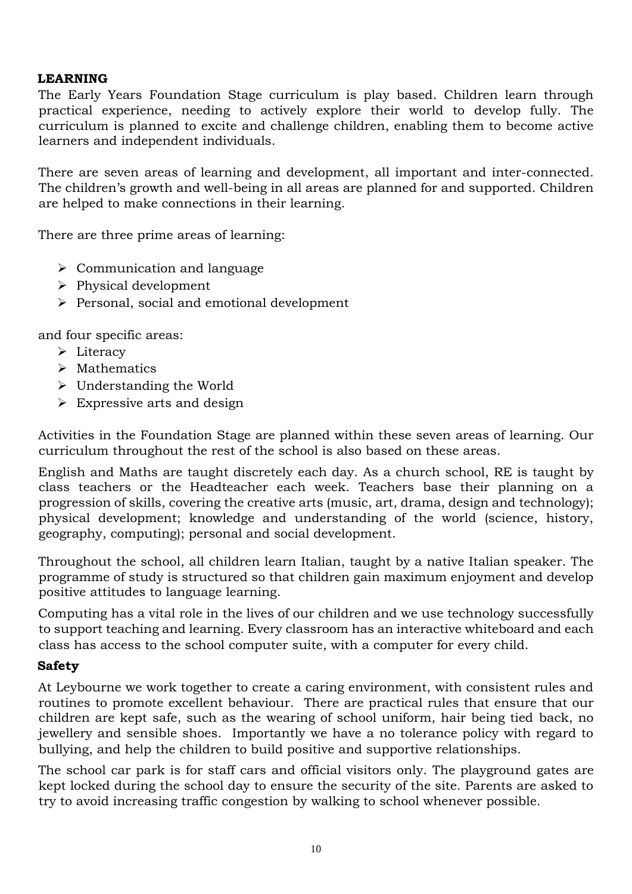## LEARNING

The Early Years Foundation Stage curriculum is play based. Children learn through practical experience, needing to actively explore their world to develop fully. The curriculum is planned to excite and challenge children, enabling them to become active learners and independent individuals.

There are seven areas of learning and development, all important and inter-connected. The children's growth and well-being in all areas are planned for and supported. Children are helped to make connections in their learning.

There are three prime areas of learning:

- Communication and language
- Physical development
- Personal, social and emotional development

and four specific areas:

- Literacy
- Mathematics
- Understanding the World
- Expressive arts and design

Activities in the Foundation Stage are planned within these seven areas of learning. Our curriculum throughout the rest of the school is also based on these areas.

English and Maths are taught discretely each day. As a church school, RE is taught by class teachers or the Headteacher each week. Teachers base their planning on a progression of skills, covering the creative arts (music, art, drama, design and technology); physical development; knowledge and understanding of the world (science, history, geography, computing); personal and social development.

Throughout the school, all children learn Italian, taught by a native Italian speaker. The programme of study is structured so that children gain maximum enjoyment and develop positive attitudes to language learning.

Computing has a vital role in the lives of our children and we use technology successfully to support teaching and learning. Every classroom has an interactive whiteboard and each class has access to the school computer suite, with a computer for every child.

## Safety

At Leybourne we work together to create a caring environment, with consistent rules and routines to promote excellent behaviour. There are practical rules that ensure that our children are kept safe, such as the wearing of school uniform, hair being tied back, no jewellery and sensible shoes. Importantly we have a no tolerance policy with regard to bullying, and help the children to build positive and supportive relationships.

The school car park is for staff cars and official visitors only. The playground gates are kept locked during the school day to ensure the security of the site. Parents are asked to try to avoid increasing traffic congestion by walking to school whenever possible.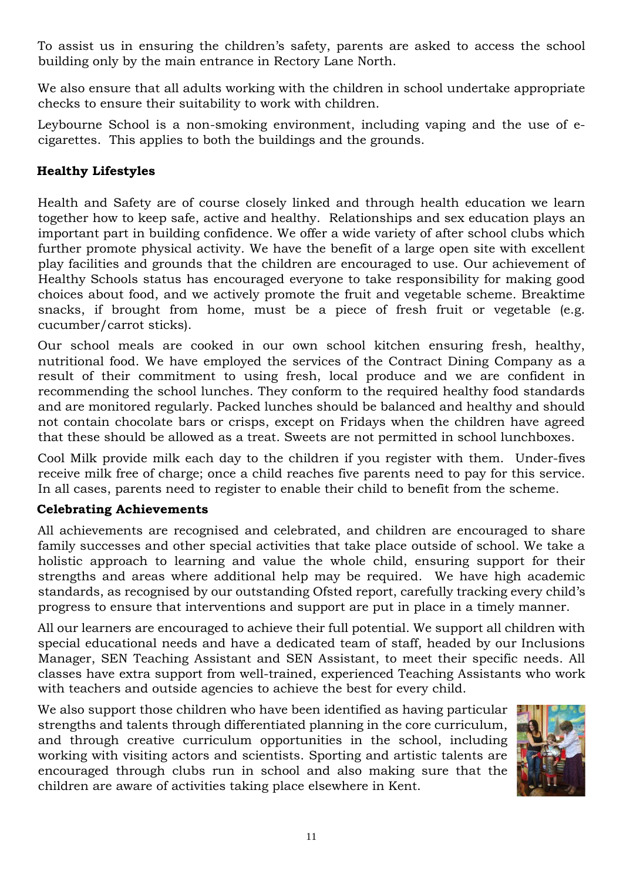To assist us in ensuring the children's safety, parents are asked to access the school building only by the main entrance in Rectory Lane North.

We also ensure that all adults working with the children in school undertake appropriate checks to ensure their suitability to work with children.

Leybourne School is a non-smoking environment, including vaping and the use of e-cigarettes. This applies to both the buildings and the grounds.

## Healthy Lifestyles

Health and Safety are of course closely linked and through health education we learn together how to keep safe, active and healthy. Relationships and sex education plays an important part in building confidence. We offer a wide variety of after school clubs which further promote physical activity. We have the benefit of a large open site with excellent play facilities and grounds that the children are encouraged to use. Our achievement of Healthy Schools status has encouraged everyone to take responsibility for making good choices about food, and we actively promote the fruit and vegetable scheme. Breaktime snacks, if brought from home, must be a piece of fresh fruit or vegetable (e.g. cucumber/carrot sticks).

Our school meals are cooked in our own school kitchen ensuring fresh, healthy, nutritional food. We have employed the services of the Contract Dining Company as a result of their commitment to using fresh, local produce and we are confident in recommending the school lunches. They conform to the required healthy food standards and are monitored regularly. Packed lunches should be balanced and healthy and should not contain chocolate bars or crisps, except on Fridays when the children have agreed that these should be allowed as a treat. Sweets are not permitted in school lunchboxes.

Cool Milk provide milk each day to the children if you register with them. Under-fives receive milk free of charge; once a child reaches five parents need to pay for this service. In all cases, parents need to register to enable their child to benefit from the scheme.

## Celebrating Achievements

All achievements are recognised and celebrated, and children are encouraged to share family successes and other special activities that take place outside of school. We take a holistic approach to learning and value the whole child, ensuring support for their strengths and areas where additional help may be required. We have high academic standards, as recognised by our outstanding Ofsted report, carefully tracking every child's progress to ensure that interventions and support are put in place in a timely manner.

All our learners are encouraged to achieve their full potential. We support all children with special educational needs and have a dedicated team of staff, headed by our Inclusions Manager, SEN Teaching Assistant and SEN Assistant, to meet their specific needs. All classes have extra support from well-trained, experienced Teaching Assistants who work with teachers and outside agencies to achieve the best for every child.

We also support those children who have been identified as having particular strengths and talents through differentiated planning in the core curriculum, and through creative curriculum opportunities in the school, including working with visiting actors and scientists. Sporting and artistic talents are encouraged through clubs run in school and also making sure that the children are aware of activities taking place elsewhere in Kent.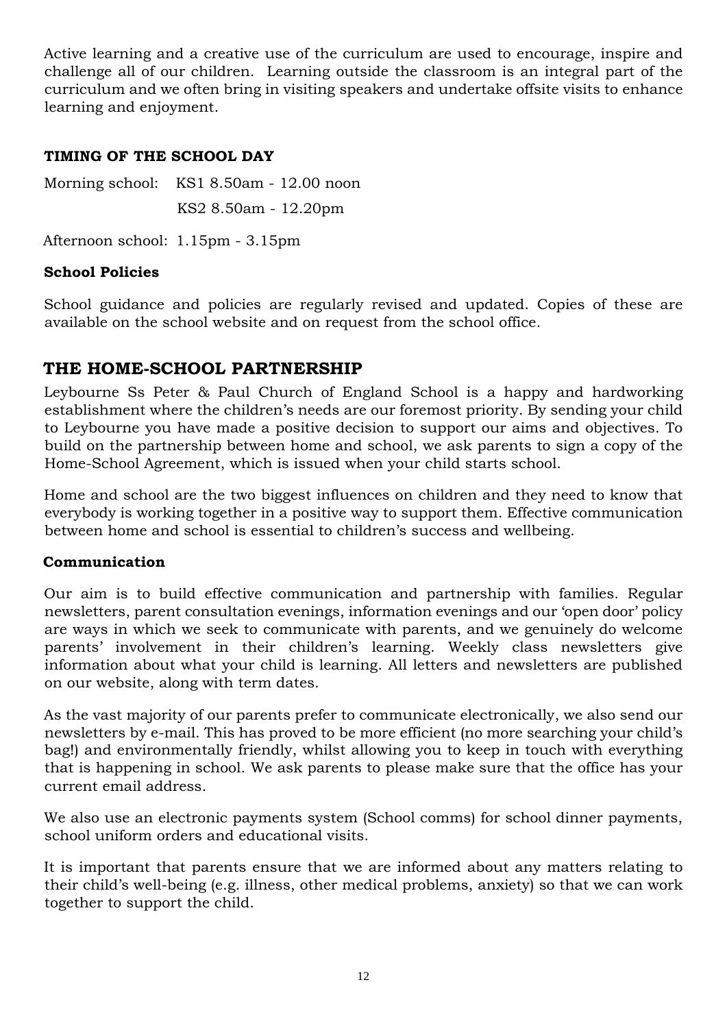Active learning and a creative use of the curriculum are used to encourage, inspire and challenge all of our children. Learning outside the classroom is an integral part of the curriculum and we often bring in visiting speakers and undertake offsite visits to enhance learning and enjoyment.

### TIMING OF THE SCHOOL DAY

Morning school: KS1 8.50am - 12.00 noon

KS2 8.50am - 12.20pm

Afternoon school: 1.15pm - 3.15pm

### School Policies

School guidance and policies are regularly revised and updated. Copies of these are available on the school website and on request from the school office.

## THE HOME-SCHOOL PARTNERSHIP

Leybourne Ss Peter & Paul Church of England School is a happy and hardworking establishment where the children's needs are our foremost priority. By sending your child to Leybourne you have made a positive decision to support our aims and objectives. To build on the partnership between home and school, we ask parents to sign a copy of the Home-School Agreement, which is issued when your child starts school.

Home and school are the two biggest influences on children and they need to know that everybody is working together in a positive way to support them. Effective communication between home and school is essential to children's success and wellbeing.

### Communication

Our aim is to build effective communication and partnership with families. Regular newsletters, parent consultation evenings, information evenings and our 'open door' policy are ways in which we seek to communicate with parents, and we genuinely do welcome parents' involvement in their children's learning. Weekly class newsletters give information about what your child is learning. All letters and newsletters are published on our website, along with term dates.

As the vast majority of our parents prefer to communicate electronically, we also send our newsletters by e-mail. This has proved to be more efficient (no more searching your child's bag!) and environmentally friendly, whilst allowing you to keep in touch with everything that is happening in school. We ask parents to please make sure that the office has your current email address.

We also use an electronic payments system (School comms) for school dinner payments, school uniform orders and educational visits.

It is important that parents ensure that we are informed about any matters relating to their child's well-being (e.g. illness, other medical problems, anxiety) so that we can work together to support the child.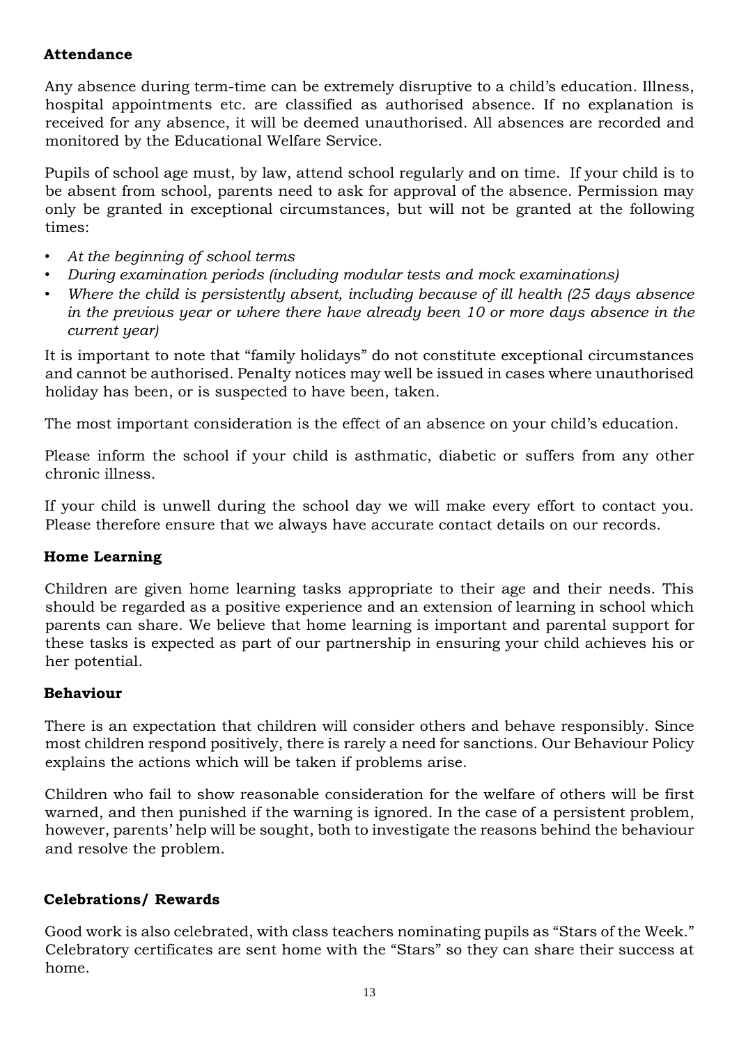## Attendance

Any absence during term-time can be extremely disruptive to a child's education. Illness, hospital appointments etc. are classified as authorised absence. If no explanation is received for any absence, it will be deemed unauthorised. All absences are recorded and monitored by the Educational Welfare Service.

Pupils of school age must, by law, attend school regularly and on time. If your child is to be absent from school, parents need to ask for approval of the absence. Permission may only be granted in exceptional circumstances, but will not be granted at the following times:

- *At the beginning of school terms*
- *During examination periods (including modular tests and mock examinations)*
- *Where the child is persistently absent, including because of ill health (25 days absence in the previous year or where there have already been 10 or more days absence in the current year)*

It is important to note that "family holidays" do not constitute exceptional circumstances and cannot be authorised. Penalty notices may well be issued in cases where unauthorised holiday has been, or is suspected to have been, taken.

The most important consideration is the effect of an absence on your child's education.

Please inform the school if your child is asthmatic, diabetic or suffers from any other chronic illness.

If your child is unwell during the school day we will make every effort to contact you. Please therefore ensure that we always have accurate contact details on our records.

## Home Learning

Children are given home learning tasks appropriate to their age and their needs. This should be regarded as a positive experience and an extension of learning in school which parents can share. We believe that home learning is important and parental support for these tasks is expected as part of our partnership in ensuring your child achieves his or her potential.

## Behaviour

There is an expectation that children will consider others and behave responsibly. Since most children respond positively, there is rarely a need for sanctions. Our Behaviour Policy explains the actions which will be taken if problems arise.

Children who fail to show reasonable consideration for the welfare of others will be first warned, and then punished if the warning is ignored. In the case of a persistent problem, however, parents' help will be sought, both to investigate the reasons behind the behaviour and resolve the problem.

## Celebrations/ Rewards

Good work is also celebrated, with class teachers nominating pupils as "Stars of the Week." Celebratory certificates are sent home with the "Stars" so they can share their success at home.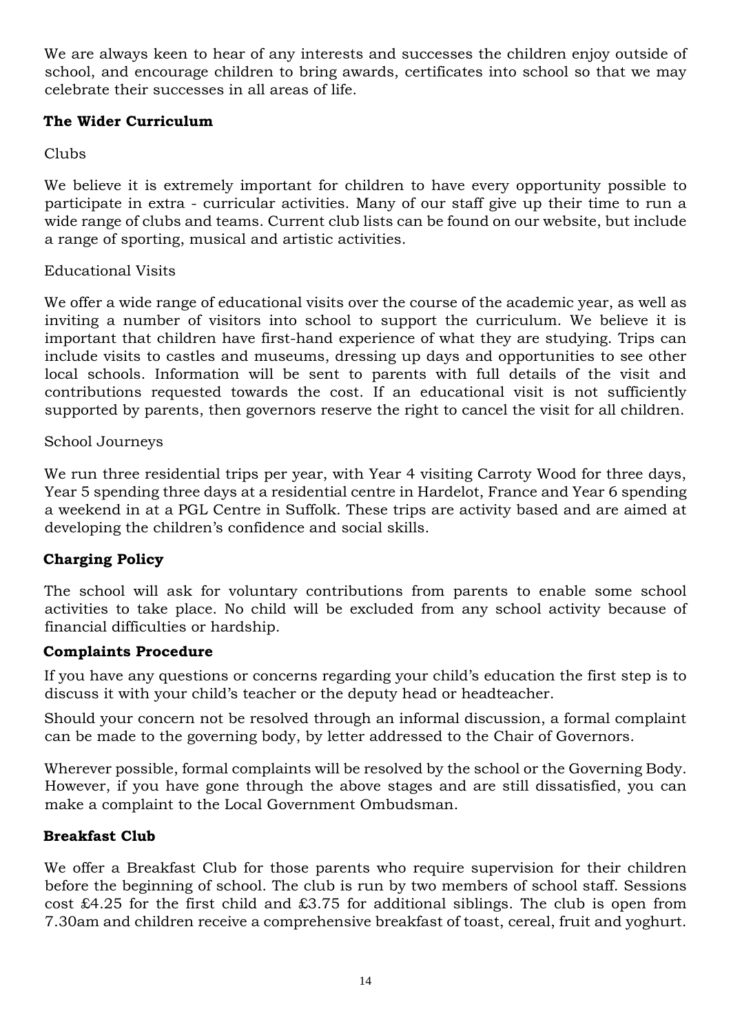We are always keen to hear of any interests and successes the children enjoy outside of school, and encourage children to bring awards, certificates into school so that we may celebrate their successes in all areas of life.

## The Wider Curriculum

### Clubs

We believe it is extremely important for children to have every opportunity possible to participate in extra - curricular activities. Many of our staff give up their time to run a wide range of clubs and teams. Current club lists can be found on our website, but include a range of sporting, musical and artistic activities.

### Educational Visits

We offer a wide range of educational visits over the course of the academic year, as well as inviting a number of visitors into school to support the curriculum. We believe it is important that children have first-hand experience of what they are studying. Trips can include visits to castles and museums, dressing up days and opportunities to see other local schools. Information will be sent to parents with full details of the visit and contributions requested towards the cost. If an educational visit is not sufficiently supported by parents, then governors reserve the right to cancel the visit for all children.

### School Journeys

We run three residential trips per year, with Year 4 visiting Carroty Wood for three days, Year 5 spending three days at a residential centre in Hardelot, France and Year 6 spending a weekend in at a PGL Centre in Suffolk. These trips are activity based and are aimed at developing the children's confidence and social skills.

## Charging Policy

The school will ask for voluntary contributions from parents to enable some school activities to take place. No child will be excluded from any school activity because of financial difficulties or hardship.

## Complaints Procedure

If you have any questions or concerns regarding your child's education the first step is to discuss it with your child's teacher or the deputy head or headteacher.

Should your concern not be resolved through an informal discussion, a formal complaint can be made to the governing body, by letter addressed to the Chair of Governors.

Wherever possible, formal complaints will be resolved by the school or the Governing Body. However, if you have gone through the above stages and are still dissatisfied, you can make a complaint to the Local Government Ombudsman.

## Breakfast Club

We offer a Breakfast Club for those parents who require supervision for their children before the beginning of school. The club is run by two members of school staff. Sessions cost £4.25 for the first child and £3.75 for additional siblings. The club is open from 7.30am and children receive a comprehensive breakfast of toast, cereal, fruit and yoghurt.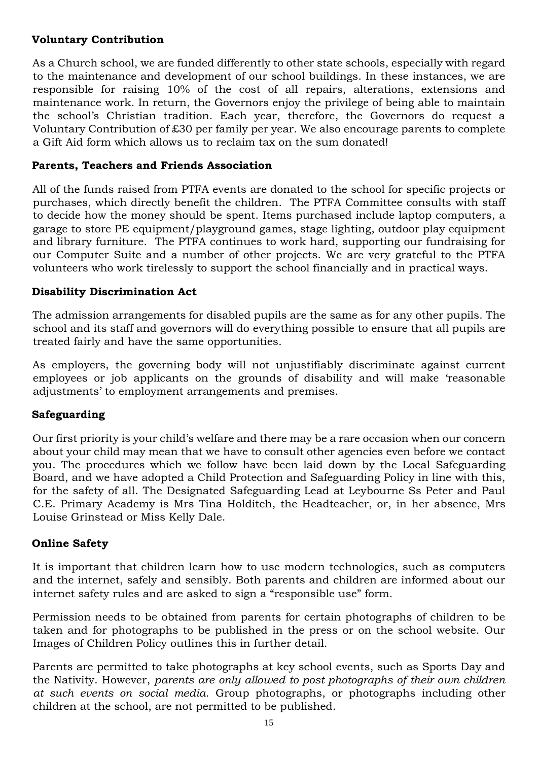**Voluntary Contribution**

As a Church school, we are funded differently to other state schools, especially with regard to the maintenance and development of our school buildings. In these instances, we are responsible for raising 10% of the cost of all repairs, alterations, extensions and maintenance work. In return, the Governors enjoy the privilege of being able to maintain the school's Christian tradition. Each year, therefore, the Governors do request a Voluntary Contribution of £30 per family per year. We also encourage parents to complete a Gift Aid form which allows us to reclaim tax on the sum donated!

**Parents, Teachers and Friends Association**

All of the funds raised from PTFA events are donated to the school for specific projects or purchases, which directly benefit the children. The PTFA Committee consults with staff to decide how the money should be spent. Items purchased include laptop computers, a garage to store PE equipment/playground games, stage lighting, outdoor play equipment and library furniture. The PTFA continues to work hard, supporting our fundraising for our Computer Suite and a number of other projects. We are very grateful to the PTFA volunteers who work tirelessly to support the school financially and in practical ways.

**Disability Discrimination Act**

The admission arrangements for disabled pupils are the same as for any other pupils. The school and its staff and governors will do everything possible to ensure that all pupils are treated fairly and have the same opportunities.

As employers, the governing body will not unjustifiably discriminate against current employees or job applicants on the grounds of disability and will make 'reasonable adjustments' to employment arrangements and premises.

**Safeguarding**

Our first priority is your child's welfare and there may be a rare occasion when our concern about your child may mean that we have to consult other agencies even before we contact you. The procedures which we follow have been laid down by the Local Safeguarding Board, and we have adopted a Child Protection and Safeguarding Policy in line with this, for the safety of all. The Designated Safeguarding Lead at Leybourne Ss Peter and Paul C.E. Primary Academy is Mrs Tina Holditch, the Headteacher, or, in her absence, Mrs Louise Grinstead or Miss Kelly Dale.

**Online Safety**

It is important that children learn how to use modern technologies, such as computers and the internet, safely and sensibly. Both parents and children are informed about our internet safety rules and are asked to sign a "responsible use" form.

Permission needs to be obtained from parents for certain photographs of children to be taken and for photographs to be published in the press or on the school website. Our Images of Children Policy outlines this in further detail.

Parents are permitted to take photographs at key school events, such as Sports Day and the Nativity. However, *parents are only allowed to post photographs of their own children at such events on social media*. Group photographs, or photographs including other children at the school, are not permitted to be published.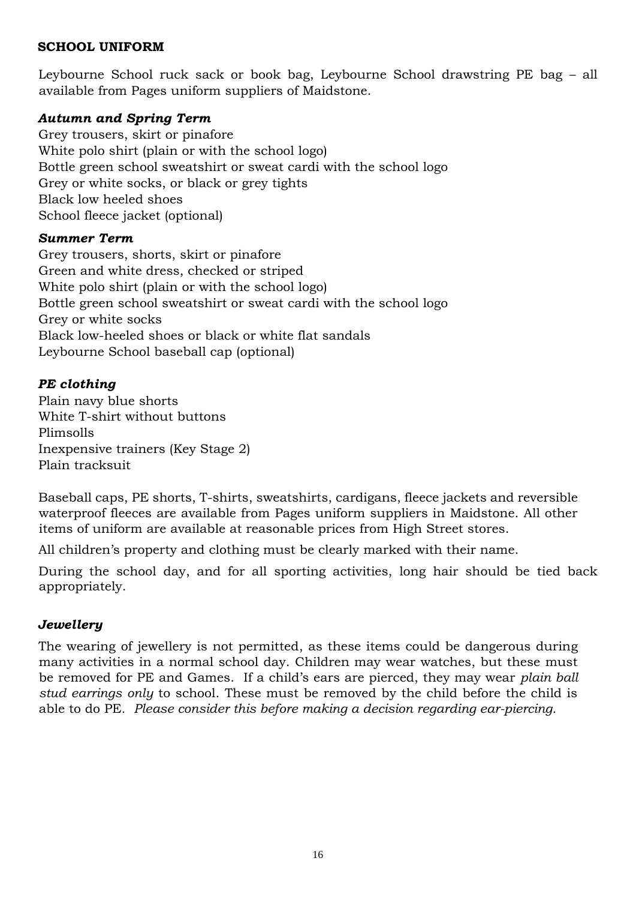## SCHOOL UNIFORM

Leybourne School ruck sack or book bag, Leybourne School drawstring PE bag – all available from Pages uniform suppliers of Maidstone.

### *Autumn and Spring Term*

Grey trousers, skirt or pinafore
White polo shirt (plain or with the school logo)
Bottle green school sweatshirt or sweat cardi with the school logo
Grey or white socks, or black or grey tights
Black low heeled shoes
School fleece jacket (optional)

### *Summer Term*

Grey trousers, shorts, skirt or pinafore
Green and white dress, checked or striped
White polo shirt (plain or with the school logo)
Bottle green school sweatshirt or sweat cardi with the school logo
Grey or white socks
Black low-heeled shoes or black or white flat sandals
Leybourne School baseball cap (optional)

### *PE clothing*

Plain navy blue shorts
White T-shirt without buttons
Plimsolls
Inexpensive trainers (Key Stage 2)
Plain tracksuit

Baseball caps, PE shorts, T-shirts, sweatshirts, cardigans, fleece jackets and reversible waterproof fleeces are available from Pages uniform suppliers in Maidstone. All other items of uniform are available at reasonable prices from High Street stores.

All children's property and clothing must be clearly marked with their name.

During the school day, and for all sporting activities, long hair should be tied back appropriately.

### *Jewellery*

The wearing of jewellery is not permitted, as these items could be dangerous during many activities in a normal school day. Children may wear watches, but these must be removed for PE and Games. If a child's ears are pierced, they may wear *plain ball stud earrings only* to school. These must be removed by the child before the child is able to do PE. *Please consider this before making a decision regarding ear-piercing.*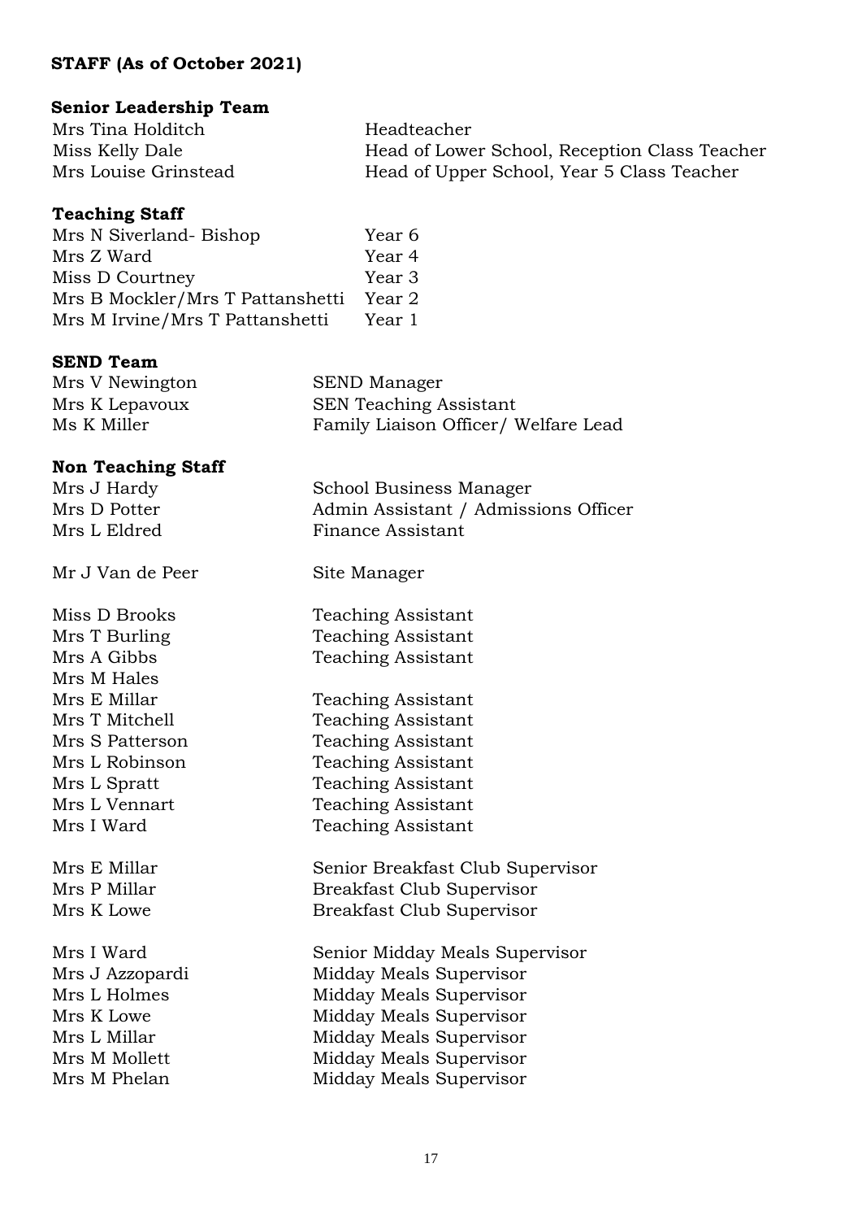### STAFF (As of October 2021)

#### Senior Leadership Team

| | |
|---|---|
| Mrs Tina Holditch | Headteacher |
| Miss Kelly Dale | Head of Lower School, Reception Class Teacher |
| Mrs Louise Grinstead | Head of Upper School, Year 5 Class Teacher |

#### Teaching Staff

| | |
|---|---|
| Mrs N Siverland- Bishop | Year 6 |
| Mrs Z Ward | Year 4 |
| Miss D Courtney | Year 3 |
| Mrs B Mockler/Mrs T Pattanshetti | Year 2 |
| Mrs M Irvine/Mrs T Pattanshetti | Year 1 |

#### SEND Team

| | |
|---|---|
| Mrs V Newington | SEND Manager |
| Mrs K Lepavoux | SEN Teaching Assistant |
| Ms K Miller | Family Liaison Officer/ Welfare Lead |

#### Non Teaching Staff

| | |
|---|---|
| Mrs J Hardy | School Business Manager |
| Mrs D Potter | Admin Assistant / Admissions Officer |
| Mrs L Eldred | Finance Assistant |
| | |
| Mr J Van de Peer | Site Manager |
| | |
| Miss D Brooks | Teaching Assistant |
| Mrs T Burling | Teaching Assistant |
| Mrs A Gibbs | Teaching Assistant |
| Mrs M Hales | |
| Mrs E Millar | Teaching Assistant |
| Mrs T Mitchell | Teaching Assistant |
| Mrs S Patterson | Teaching Assistant |
| Mrs L Robinson | Teaching Assistant |
| Mrs L Spratt | Teaching Assistant |
| Mrs L Vennart | Teaching Assistant |
| Mrs I Ward | Teaching Assistant |
| | |
| Mrs E Millar | Senior Breakfast Club Supervisor |
| Mrs P Millar | Breakfast Club Supervisor |
| Mrs K Lowe | Breakfast Club Supervisor |
| | |
| Mrs I Ward | Senior Midday Meals Supervisor |
| Mrs J Azzopardi | Midday Meals Supervisor |
| Mrs L Holmes | Midday Meals Supervisor |
| Mrs K Lowe | Midday Meals Supervisor |
| Mrs L Millar | Midday Meals Supervisor |
| Mrs M Mollett | Midday Meals Supervisor |
| Mrs M Phelan | Midday Meals Supervisor |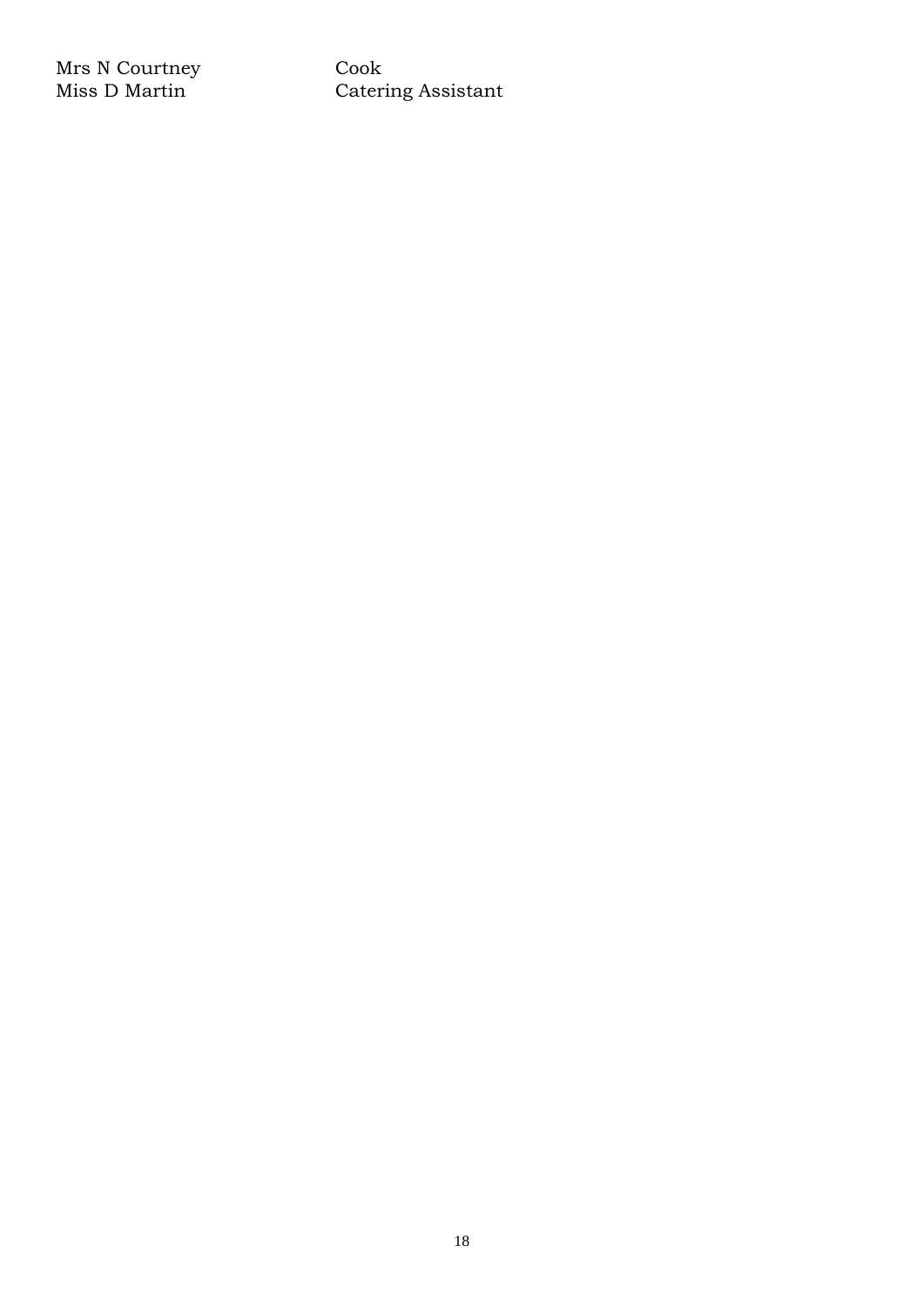| | |
|---|---|
| Mrs N Courtney | Cook |
| Miss D Martin | Catering Assistant |